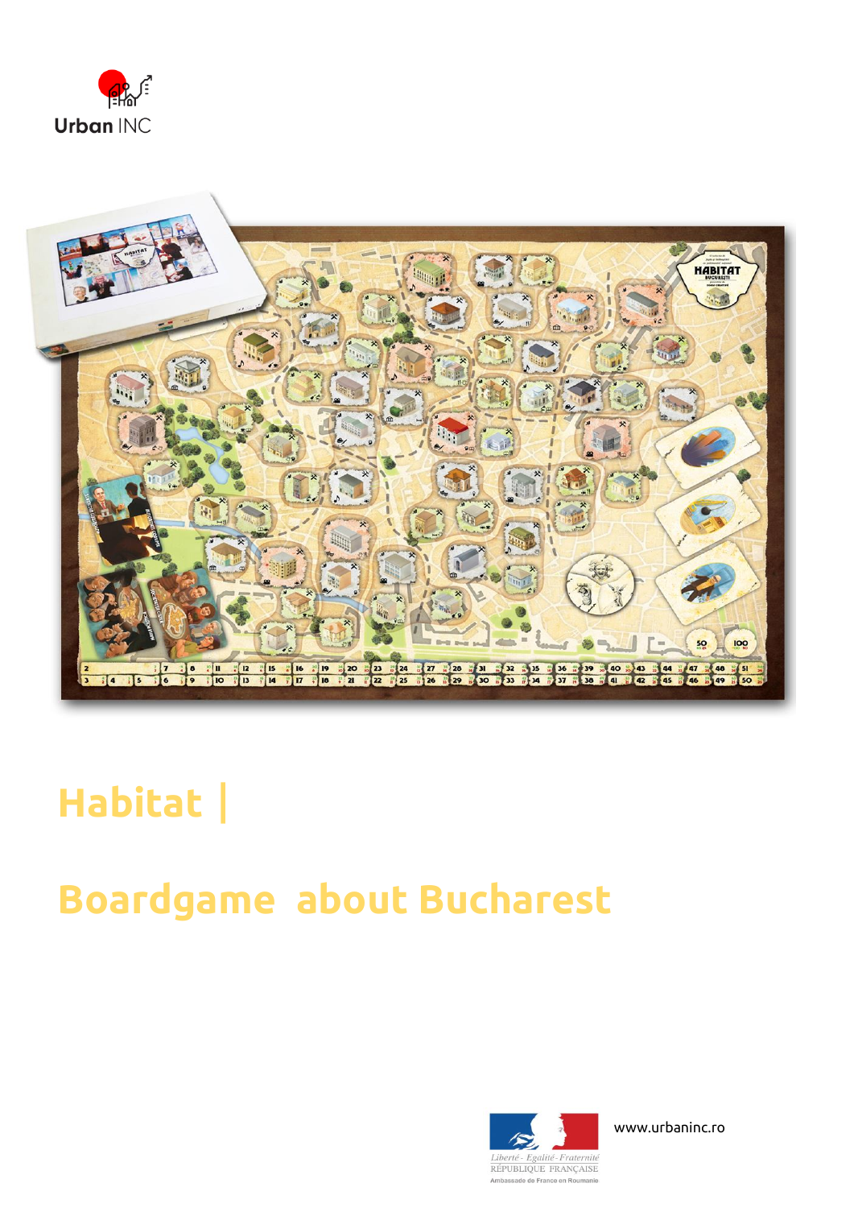Urban INC

# Habitat |

# Boardgame about Bucharest

Liberté - Égalité - Fraternité
RÉPUBLIQUE FRANÇAISE
Ambassade de France en Roumanie

www.urbaninc.ro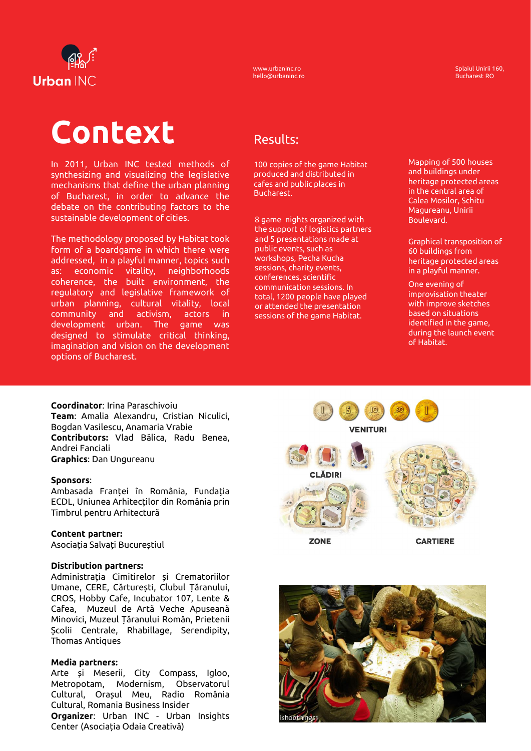Urban INC

www.urbaninc.ro
hello@urbaninc.ro

Splaiul Unirii 160,
Bucharest RO

# Context

In 2011, Urban INC tested methods of synthesizing and visualizing the legislative mechanisms that define the urban planning of Bucharest, in order to advance the debate on the contributing factors to the sustainable development of cities.

The methodology proposed by Habitat took form of a boardgame in which there were addressed, in a playful manner, topics such as: economic vitality, neighborhoods coherence, the built environment, the regulatory and legislative framework of urban planning, cultural vitality, local community and activism, actors in development urban. The game was designed to stimulate critical thinking, imagination and vision on the development options of Bucharest.

## Results:

100 copies of the game Habitat produced and distributed in cafes and public places in Bucharest.

8 game nights organized with the support of logistics partners and 5 presentations made at public events, such as workshops, Pecha Kucha sessions, charity events, conferences, scientific communication sessions. In total, 1200 people have played or attended the presentation sessions of the game Habitat.

Mapping of 500 houses and buildings under heritage protected areas in the central area of Calea Mosilor, Schitu Magureanu, Unirii Boulevard.

Graphical transposition of 60 buildings from heritage protected areas in a playful manner.

One evening of improvisation theater with improve sketches based on situations identified in the game, during the launch event of Habitat.

**Coordinator**: Irina Paraschivoiu
**Team**: Amalia Alexandru, Cristian Niculici, Bogdan Vasilescu, Anamaria Vrabie
**Contributors:** Vlad Bălica, Radu Benea, Andrei Fanciali
**Graphics**: Dan Ungureanu

**Sponsors**:
Ambasada Franței în România, Fundația ECDL, Uniunea Arhitecților din România prin Timbrul pentru Arhitectură

**Content partner:**
Asociația Salvați Bucureștiul

**Distribution partners:**
Administrația Cimitirelor și Crematoriilor Umane, CERE, Cărturești, Clubul Țăranului, CROS, Hobby Cafe, Incubator 107, Lente & Cafea, Muzeul de Artă Veche Apuseană Minovici, Muzeul Țăranului Român, Prietenii Școlii Centrale, Rhabillage, Serendipity, Thomas Antiques

**Media partners:**
Arte și Meserii, City Compass, Igloo, Metropotam, Modernism, Observatorul Cultural, Orașul Meu, Radio România Cultural, Romania Business Insider
**Organizer**: Urban INC - Urban Insights Center (Asociația Odaia Creativă)

VENITURI

CLĂDIRI

ZONE

CARTIERE

ishoothings